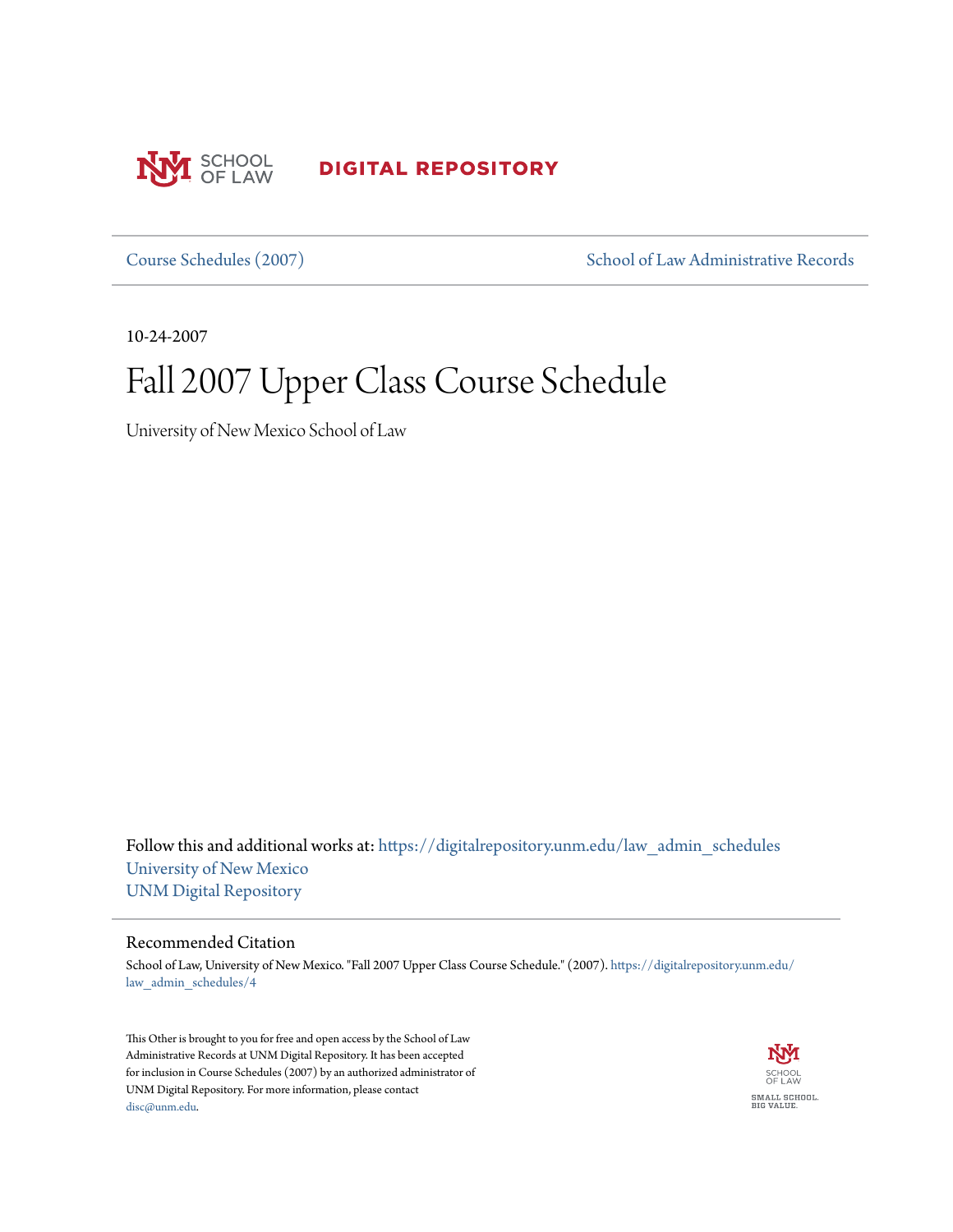SCHOOL OF LAW

**DIGITAL REPOSITORY**

Course Schedules (2007) | School of Law Administrative Records

10-24-2007

# Fall 2007 Upper Class Course Schedule

University of New Mexico School of Law

Follow this and additional works at: https://digitalrepository.unm.edu/law_admin_schedules
University of New Mexico
UNM Digital Repository

## Recommended Citation

School of Law, University of New Mexico. "Fall 2007 Upper Class Course Schedule." (2007). https://digitalrepository.unm.edu/law_admin_schedules/4

This Other is brought to you for free and open access by the School of Law Administrative Records at UNM Digital Repository. It has been accepted for inclusion in Course Schedules (2007) by an authorized administrator of UNM Digital Repository. For more information, please contact disc@unm.edu.

SCHOOL OF LAW
SMALL SCHOOL. BIG VALUE.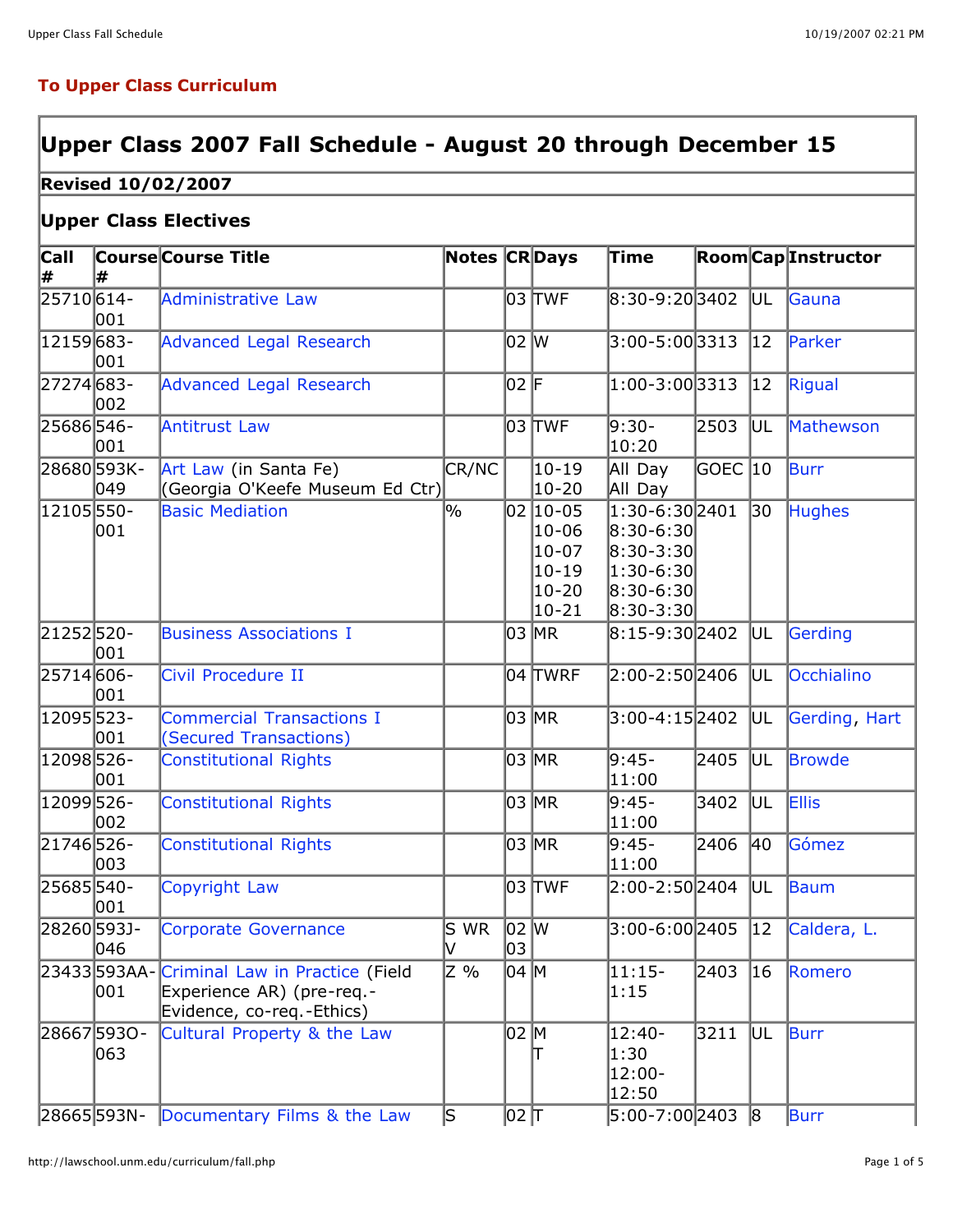**To Upper Class Curriculum**

| **Upper Class 2007 Fall Schedule - August 20 through December 15** | | | | | | | | | |
|---|---|---|---|---|---|---|---|---|---|
| **Revised 10/02/2007** | | | | | | | | | |
| **Upper Class Electives** | | | | | | | | | |
| **Call #** | **Course #** | **Course Title** | **Notes** | **CR** | **Days** | **Time** | **Room** | **Cap** | **Instructor** |
| 25710 | 614-001 | Administrative Law | | 03 | TWF | 8:30-9:20 | 3402 | UL | Gauna |
| 12159 | 683-001 | Advanced Legal Research | | 02 | W | 3:00-5:00 | 3313 | 12 | Parker |
| 27274 | 683-002 | Advanced Legal Research | | 02 | F | 1:00-3:00 | 3313 | 12 | Rigual |
| 25686 | 546-001 | Antitrust Law | | 03 | TWF | 9:30-10:20 | 2503 | UL | Mathewson |
| 28680 | 593K-049 | Art Law (in Santa Fe) (Georgia O'Keefe Museum Ed Ctr) | CR/NC | | 10-19<br>10-20 | All Day<br>All Day | GOEC | 10 | Burr |
| 12105 | 550-001 | Basic Mediation | % | 02 | 10-05<br>10-06<br>10-07<br>10-19<br>10-20<br>10-21 | 1:30-6:30<br>8:30-6:30<br>8:30-3:30<br>1:30-6:30<br>8:30-6:30<br>8:30-3:30 | 2401 | 30 | Hughes |
| 21252 | 520-001 | Business Associations I | | 03 | MR | 8:15-9:30 | 2402 | UL | Gerding |
| 25714 | 606-001 | Civil Procedure II | | 04 | TWRF | 2:00-2:50 | 2406 | UL | Occhialino |
| 12095 | 523-001 | Commercial Transactions I (Secured Transactions) | | 03 | MR | 3:00-4:15 | 2402 | UL | Gerding, Hart |
| 12098 | 526-001 | Constitutional Rights | | 03 | MR | 9:45-11:00 | 2405 | UL | Browde |
| 12099 | 526-002 | Constitutional Rights | | 03 | MR | 9:45-11:00 | 3402 | UL | Ellis |
| 21746 | 526-003 | Constitutional Rights | | 03 | MR | 9:45-11:00 | 2406 | 40 | Gómez |
| 25685 | 540-001 | Copyright Law | | 03 | TWF | 2:00-2:50 | 2404 | UL | Baum |
| 28260 | 593J-046 | Corporate Governance | S WR V | 02<br>03 | W | 3:00-6:00 | 2405 | 12 | Caldera, L. |
| 23433 | 593AA-001 | Criminal Law in Practice (Field Experience AR) (pre-req.-Evidence, co-req.-Ethics) | Z % | 04 | M | 11:15-1:15 | 2403 | 16 | Romero |
| 28667 | 593O-063 | Cultural Property & the Law | | 02 | M<br>T | 12:40-1:30<br>12:00-12:50 | 3211 | UL | Burr |
| 28665 | 593N- | Documentary Films & the Law | S | 02 | T | 5:00-7:00 | 2403 | 8 | Burr |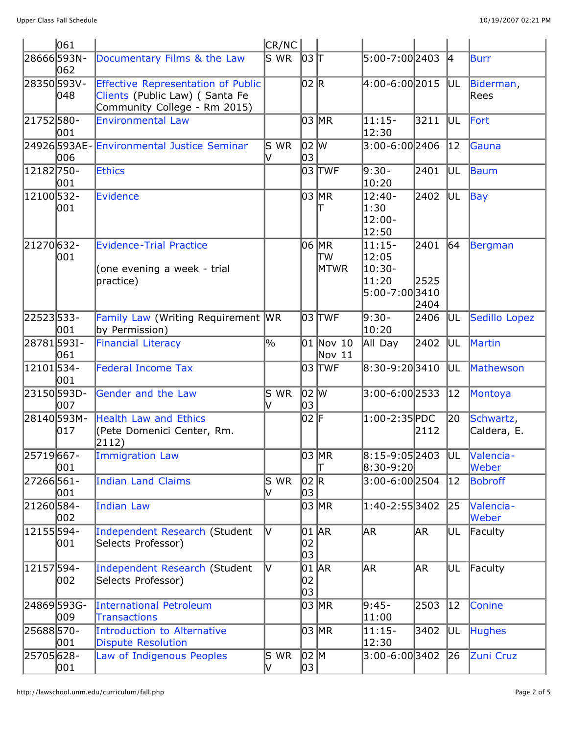| | | | | | | | | | |
|---|---|---|---|---|---|---|---|---|---|
| | 061 | | CR/NC | | | | | | |
| 28666 | 593N-062 | Documentary Films & the Law | S WR | 03 | T | 5:00-7:00 | 2403 | 4 | Burr |
| 28350 | 593V-048 | Effective Representation of Public Clients (Public Law) ( Santa Fe Community College - Rm 2015) | | 02 | R | 4:00-6:00 | 2015 | UL | Biderman, Rees |
| 21752 | 580-001 | Environmental Law | | 03 | MR | 11:15-12:30 | 3211 | UL | Fort |
| 24926 | 593AE-006 | Environmental Justice Seminar | S WR V | 02 03 | W | 3:00-6:00 | 2406 | 12 | Gauna |
| 12182 | 750-001 | Ethics | | 03 | TWF | 9:30-10:20 | 2401 | UL | Baum |
| 12100 | 532-001 | Evidence | | 03 | MR T | 12:40-1:30 12:00-12:50 | 2402 | UL | Bay |
| 21270 | 632-001 | Evidence-Trial Practice (one evening a week - trial practice) | | 06 | MR TW MTWR | 11:15-12:05 10:30-11:20 5:00-7:00 | 2401 2525 3410 2404 | 64 | Bergman |
| 22523 | 533-001 | Family Law (Writing Requirement by Permission) | WR | 03 | TWF | 9:30-10:20 | 2406 | UL | Sedillo Lopez |
| 28781 | 593I-061 | Financial Literacy | % | 01 | Nov 10 Nov 11 | All Day | 2402 | UL | Martin |
| 12101 | 534-001 | Federal Income Tax | | 03 | TWF | 8:30-9:20 | 3410 | UL | Mathewson |
| 23150 | 593D-007 | Gender and the Law | S WR V | 02 03 | W | 3:00-6:00 | 2533 | 12 | Montoya |
| 28140 | 593M-017 | Health Law and Ethics (Pete Domenici Center, Rm. 2112) | | 02 | F | 1:00-2:35 | PDC 2112 | 20 | Schwartz, Caldera, E. |
| 25719 | 667-001 | Immigration Law | | 03 | MR T | 8:15-9:05 8:30-9:20 | 2403 | UL | Valencia-Weber |
| 27266 | 561-001 | Indian Land Claims | S WR V | 02 03 | R | 3:00-6:00 | 2504 | 12 | Bobroff |
| 21260 | 584-002 | Indian Law | | 03 | MR | 1:40-2:55 | 3402 | 25 | Valencia-Weber |
| 12155 | 594-001 | Independent Research (Student Selects Professor) | V | 01 02 03 | AR | AR | AR | UL | Faculty |
| 12157 | 594-002 | Independent Research (Student Selects Professor) | V | 01 02 03 | AR | AR | AR | UL | Faculty |
| 24869 | 593G-009 | International Petroleum Transactions | | 03 | MR | 9:45-11:00 | 2503 | 12 | Conine |
| 25688 | 570-001 | Introduction to Alternative Dispute Resolution | | 03 | MR | 11:15-12:30 | 3402 | UL | Hughes |
| 25705 | 628-001 | Law of Indigenous Peoples | S WR V | 02 03 | M | 3:00-6:00 | 3402 | 26 | Zuni Cruz |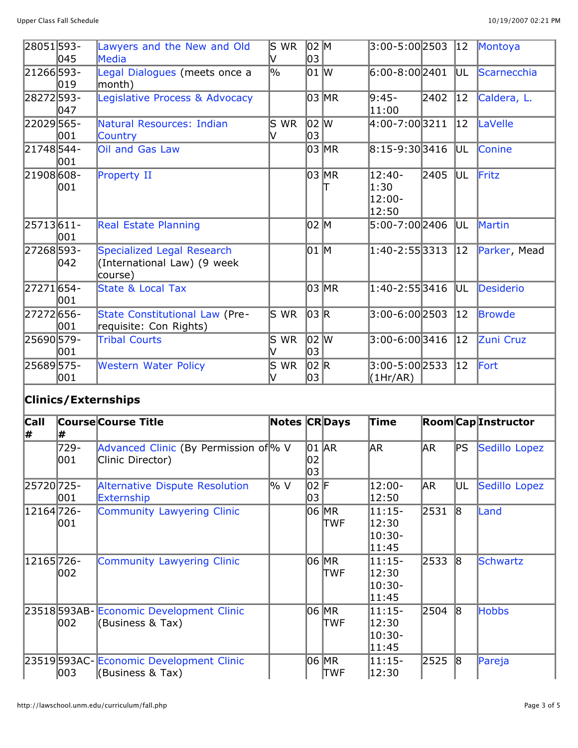| | | | | | | | | | |
|---|---|---|---|---|---|---|---|---|---|
| 28051 | 593-045 | Lawyers and the New and Old Media | S WR V | 02 03 | M | 3:00-5:00 | 2503 | 12 | Montoya |
| 21266 | 593-019 | Legal Dialogues (meets once a month) | % | 01 | W | 6:00-8:00 | 2401 | UL | Scarnecchia |
| 28272 | 593-047 | Legislative Process & Advocacy | | 03 | MR | 9:45-11:00 | 2402 | 12 | Caldera, L. |
| 22029 | 565-001 | Natural Resources: Indian Country | S WR V | 02 03 | W | 4:00-7:00 | 3211 | 12 | LaVelle |
| 21748 | 544-001 | Oil and Gas Law | | 03 | MR | 8:15-9:30 | 3416 | UL | Conine |
| 21908 | 608-001 | Property II | | 03 | MR T | 12:40-1:30 12:00-12:50 | 2405 | UL | Fritz |
| 25713 | 611-001 | Real Estate Planning | | 02 | M | 5:00-7:00 | 2406 | UL | Martin |
| 27268 | 593-042 | Specialized Legal Research (International Law) (9 week course) | | 01 | M | 1:40-2:55 | 3313 | 12 | Parker, Mead |
| 27271 | 654-001 | State & Local Tax | | 03 | MR | 1:40-2:55 | 3416 | UL | Desiderio |
| 27272 | 656-001 | State Constitutional Law (Pre-requisite: Con Rights) | S WR | 03 | R | 3:00-6:00 | 2503 | 12 | Browde |
| 25690 | 579-001 | Tribal Courts | S WR V | 02 03 | W | 3:00-6:00 | 3416 | 12 | Zuni Cruz |
| 25689 | 575-001 | Western Water Policy | S WR V | 02 03 | R | 3:00-5:00 (1Hr/AR) | 2533 | 12 | Fort |

## Clinics/Externships

| Call # | Course # | Course Title | Notes | CR | Days | Time | Room | Cap | Instructor |
|---|---|---|---|---|---|---|---|---|---|
| | 729-001 | Advanced Clinic (By Permission of Clinic Director) | % V | 01 02 03 | AR | AR | AR | PS | Sedillo Lopez |
| 25720 | 725-001 | Alternative Dispute Resolution Externship | % V | 02 03 | F | 12:00-12:50 | AR | UL | Sedillo Lopez |
| 12164 | 726-001 | Community Lawyering Clinic | | 06 | MR TWF | 11:15-12:30 10:30-11:45 | 2531 | 8 | Land |
| 12165 | 726-002 | Community Lawyering Clinic | | 06 | MR TWF | 11:15-12:30 10:30-11:45 | 2533 | 8 | Schwartz |
| 23518 | 593AB-002 | Economic Development Clinic (Business & Tax) | | 06 | MR TWF | 11:15-12:30 10:30-11:45 | 2504 | 8 | Hobbs |
| 23519 | 593AC-003 | Economic Development Clinic (Business & Tax) | | 06 | MR TWF | 11:15-12:30 | 2525 | 8 | Pareja |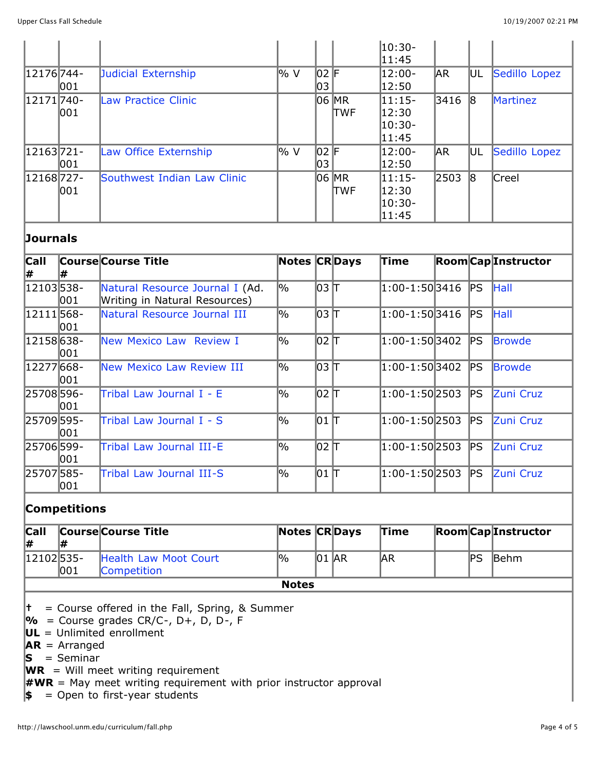| | | | | | | 10:30-11:45 | | | |
|---|---|---|---|---|---|---|---|---|---|
| 12176 | 744-001 | Judicial Externship | % V | 02 03 | F | 12:00-12:50 | AR | UL | Sedillo Lopez |
| 12171 | 740-001 | Law Practice Clinic | | 06 | MR TWF | 11:15-12:30 10:30-11:45 | 3416 | 8 | Martinez |
| 12163 | 721-001 | Law Office Externship | % V | 02 03 | F | 12:00-12:50 | AR | UL | Sedillo Lopez |
| 12168 | 727-001 | Southwest Indian Law Clinic | | 06 | MR TWF | 11:15-12:30 10:30-11:45 | 2503 | 8 | Creel |

## Journals

| Call # | Course # | Course Title | Notes | CR | Days | Time | Room | Cap | Instructor |
|---|---|---|---|---|---|---|---|---|---|
| 12103 | 538-001 | Natural Resource Journal I (Ad. Writing in Natural Resources) | % | 03 | T | 1:00-1:50 | 3416 | PS | Hall |
| 12111 | 568-001 | Natural Resource Journal III | % | 03 | T | 1:00-1:50 | 3416 | PS | Hall |
| 12158 | 638-001 | New Mexico Law Review I | % | 02 | T | 1:00-1:50 | 3402 | PS | Browde |
| 12277 | 668-001 | New Mexico Law Review III | % | 03 | T | 1:00-1:50 | 3402 | PS | Browde |
| 25708 | 596-001 | Tribal Law Journal I - E | % | 02 | T | 1:00-1:50 | 2503 | PS | Zuni Cruz |
| 25709 | 595-001 | Tribal Law Journal I - S | % | 01 | T | 1:00-1:50 | 2503 | PS | Zuni Cruz |
| 25706 | 599-001 | Tribal Law Journal III-E | % | 02 | T | 1:00-1:50 | 2503 | PS | Zuni Cruz |
| 25707 | 585-001 | Tribal Law Journal III-S | % | 01 | T | 1:00-1:50 | 2503 | PS | Zuni Cruz |

## Competitions

| Call # | Course # | Course Title | Notes | CR | Days | Time | Room | Cap | Instructor |
|---|---|---|---|---|---|---|---|---|---|
| 12102 | 535-001 | Health Law Moot Court Competition | % | 01 | AR | AR | | PS | Behm |

**Notes**

**†** = Course offered in the Fall, Spring, & Summer
**%** = Course grades CR/C-, D+, D, D-, F
**UL** = Unlimited enrollment
**AR** = Arranged
**S** = Seminar
**WR** = Will meet writing requirement
**#WR** = May meet writing requirement with prior instructor approval
**$** = Open to first-year students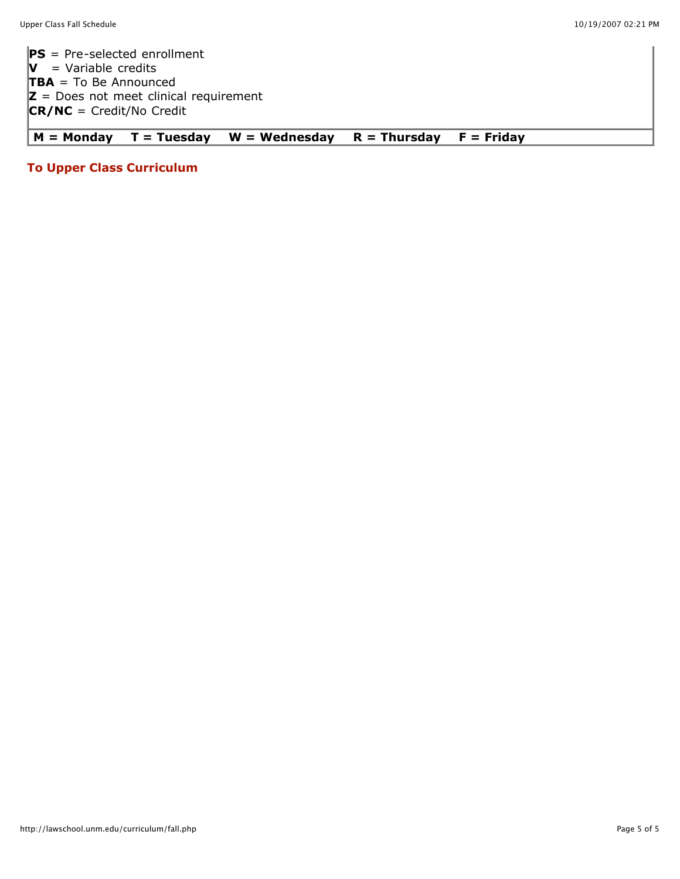**PS** = Pre-selected enrollment
**V** = Variable credits
**TBA** = To Be Announced
**Z** = Does not meet clinical requirement
**CR/NC** = Credit/No Credit

**M = Monday    T = Tuesday    W = Wednesday    R = Thursday    F = Friday**

**To Upper Class Curriculum**